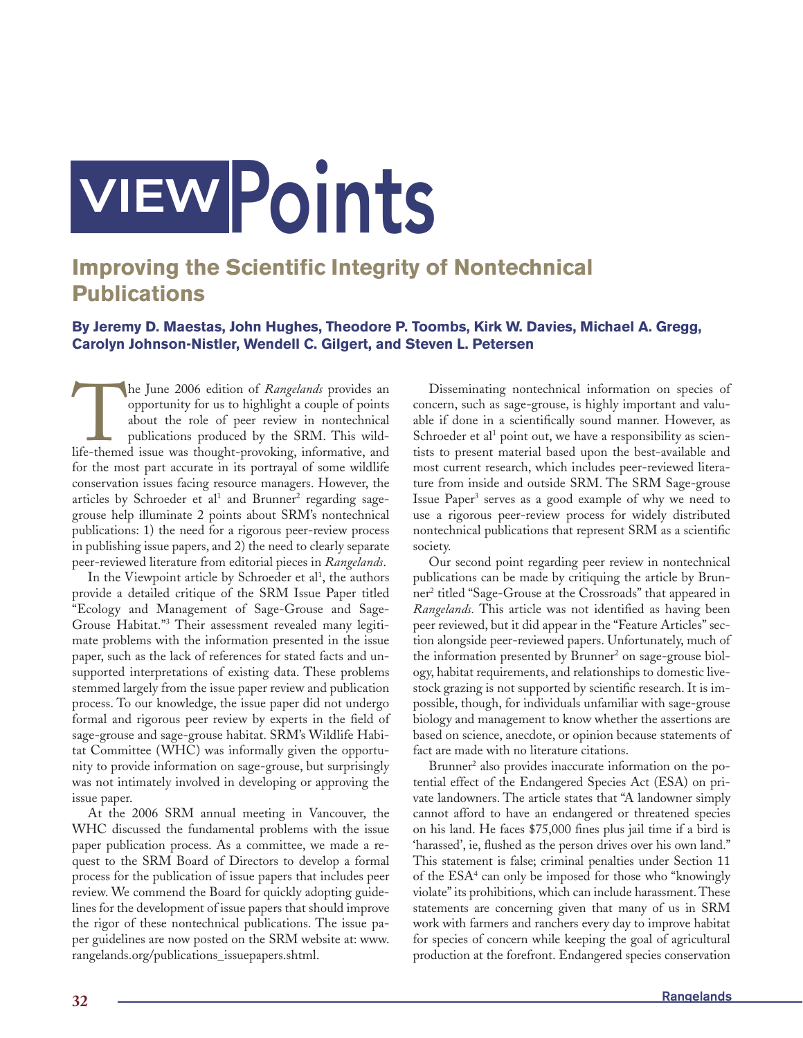# VIEWPoints

## Improving the Scientific Integrity of Nontechnical Publications

**By Jeremy D. Maestas, John Hughes, Theodore P. Toombs, Kirk W. Davies, Michael A. Gregg, Carolyn Johnson-Nistler, Wendell C. Gilgert, and Steven L. Petersen**

The June 2006 edition of *Rangelands* provides an opportunity for us to highlight a couple of points about the role of peer review in nontechnical publications produced by the SRM. This wildlife-themed issue was thought-provoking, informative, and for the most part accurate in its portrayal of some wildlife conservation issues facing resource managers. However, the articles by Schroeder et al[1] and Brunner[2] regarding sage-grouse help illuminate 2 points about SRM's nontechnical publications: 1) the need for a rigorous peer-review process in publishing issue papers, and 2) the need to clearly separate peer-reviewed literature from editorial pieces in *Rangelands*.

In the Viewpoint article by Schroeder et al[1], the authors provide a detailed critique of the SRM Issue Paper titled "Ecology and Management of Sage-Grouse and Sage-Grouse Habitat."[3] Their assessment revealed many legitimate problems with the information presented in the issue paper, such as the lack of references for stated facts and unsupported interpretations of existing data. These problems stemmed largely from the issue paper review and publication process. To our knowledge, the issue paper did not undergo formal and rigorous peer review by experts in the field of sage-grouse and sage-grouse habitat. SRM's Wildlife Habitat Committee (WHC) was informally given the opportunity to provide information on sage-grouse, but surprisingly was not intimately involved in developing or approving the issue paper.

At the 2006 SRM annual meeting in Vancouver, the WHC discussed the fundamental problems with the issue paper publication process. As a committee, we made a request to the SRM Board of Directors to develop a formal process for the publication of issue papers that includes peer review. We commend the Board for quickly adopting guidelines for the development of issue papers that should improve the rigor of these nontechnical publications. The issue paper guidelines are now posted on the SRM website at: www.rangelands.org/publications_issuepapers.shtml.

Disseminating nontechnical information on species of concern, such as sage-grouse, is highly important and valuable if done in a scientifically sound manner. However, as Schroeder et al[1] point out, we have a responsibility as scientists to present material based upon the best-available and most current research, which includes peer-reviewed literature from inside and outside SRM. The SRM Sage-grouse Issue Paper[3] serves as a good example of why we need to use a rigorous peer-review process for widely distributed nontechnical publications that represent SRM as a scientific society.

Our second point regarding peer review in nontechnical publications can be made by critiquing the article by Brunner[2] titled "Sage-Grouse at the Crossroads" that appeared in *Rangelands.* This article was not identified as having been peer reviewed, but it did appear in the "Feature Articles" section alongside peer-reviewed papers. Unfortunately, much of the information presented by Brunner[2] on sage-grouse biology, habitat requirements, and relationships to domestic livestock grazing is not supported by scientific research. It is impossible, though, for individuals unfamiliar with sage-grouse biology and management to know whether the assertions are based on science, anecdote, or opinion because statements of fact are made with no literature citations.

Brunner[2] also provides inaccurate information on the potential effect of the Endangered Species Act (ESA) on private landowners. The article states that "A landowner simply cannot afford to have an endangered or threatened species on his land. He faces $75,000 fines plus jail time if a bird is 'harassed', ie, flushed as the person drives over his own land." This statement is false; criminal penalties under Section 11 of the ESA[4] can only be imposed for those who "knowingly violate" its prohibitions, which can include harassment. These statements are concerning given that many of us in SRM work with farmers and ranchers every day to improve habitat for species of concern while keeping the goal of agricultural production at the forefront. Endangered species conservation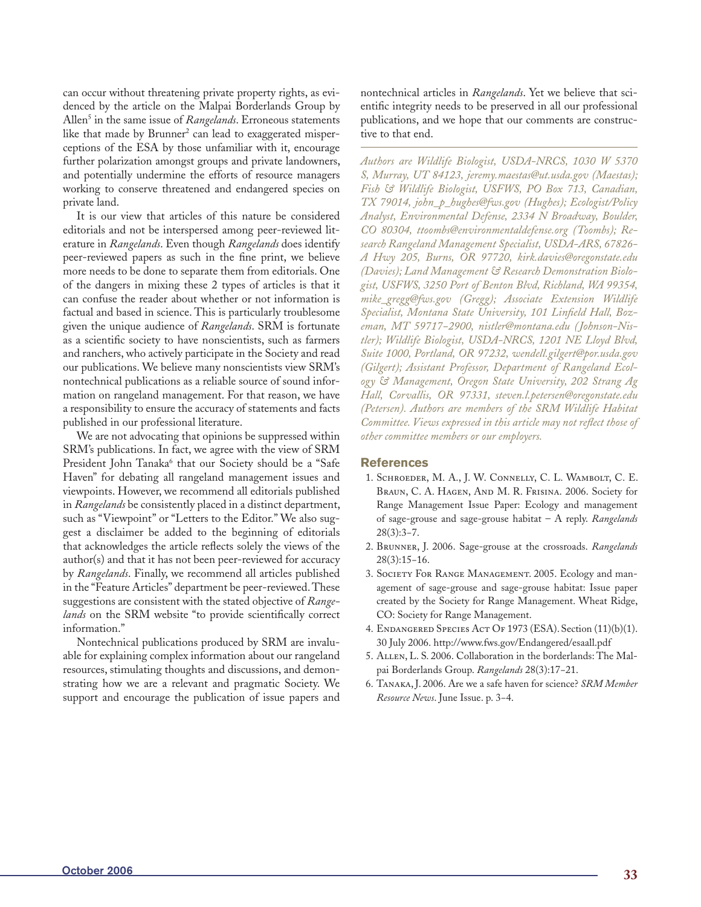can occur without threatening private property rights, as evidenced by the article on the Malpai Borderlands Group by Allen[5] in the same issue of *Rangelands*. Erroneous statements like that made by Brunner[2] can lead to exaggerated misperceptions of the ESA by those unfamiliar with it, encourage further polarization amongst groups and private landowners, and potentially undermine the efforts of resource managers working to conserve threatened and endangered species on private land.

It is our view that articles of this nature be considered editorials and not be interspersed among peer-reviewed literature in *Rangelands*. Even though *Rangelands* does identify peer-reviewed papers as such in the fine print, we believe more needs to be done to separate them from editorials. One of the dangers in mixing these 2 types of articles is that it can confuse the reader about whether or not information is factual and based in science. This is particularly troublesome given the unique audience of *Rangelands*. SRM is fortunate as a scientific society to have nonscientists, such as farmers and ranchers, who actively participate in the Society and read our publications. We believe many nonscientists view SRM's nontechnical publications as a reliable source of sound information on rangeland management. For that reason, we have a responsibility to ensure the accuracy of statements and facts published in our professional literature.

We are not advocating that opinions be suppressed within SRM's publications. In fact, we agree with the view of SRM President John Tanaka[6] that our Society should be a "Safe Haven" for debating all rangeland management issues and viewpoints. However, we recommend all editorials published in *Rangelands* be consistently placed in a distinct department, such as "Viewpoint" or "Letters to the Editor." We also suggest a disclaimer be added to the beginning of editorials that acknowledges the article reflects solely the views of the author(s) and that it has not been peer-reviewed for accuracy by *Rangelands*. Finally, we recommend all articles published in the "Feature Articles" department be peer-reviewed. These suggestions are consistent with the stated objective of *Rangelands* on the SRM website "to provide scientifically correct information."

Nontechnical publications produced by SRM are invaluable for explaining complex information about our rangeland resources, stimulating thoughts and discussions, and demonstrating how we are a relevant and pragmatic Society. We support and encourage the publication of issue papers and nontechnical articles in *Rangelands*. Yet we believe that scientific integrity needs to be preserved in all our professional publications, and we hope that our comments are constructive to that end.

---

*Authors are Wildlife Biologist, USDA-NRCS, 1030 W 5370 S, Murray, UT 84123, jeremy.maestas@ut.usda.gov (Maestas); Fish & Wildlife Biologist, USFWS, PO Box 713, Canadian, TX 79014, john_p_hughes@fws.gov (Hughes); Ecologist/Policy Analyst, Environmental Defense, 2334 N Broadway, Boulder, CO 80304, ttoombs@environmentaldefense.org (Toombs); Research Rangeland Management Specialist, USDA-ARS, 67826-A Hwy 205, Burns, OR 97720, kirk.davies@oregonstate.edu (Davies); Land Management & Research Demonstration Biologist, USFWS, 3250 Port of Benton Blvd, Richland, WA 99354, mike_gregg@fws.gov (Gregg); Associate Extension Wildlife Specialist, Montana State University, 101 Linfield Hall, Bozeman, MT 59717-2900, nistler@montana.edu (Johnson-Nistler); Wildlife Biologist, USDA-NRCS, 1201 NE Lloyd Blvd, Suite 1000, Portland, OR 97232, wendell.gilgert@por.usda.gov (Gilgert); Assistant Professor, Department of Rangeland Ecology & Management, Oregon State University, 202 Strang Ag Hall, Corvallis, OR 97331, steven.l.petersen@oregonstate.edu (Petersen). Authors are members of the SRM Wildlife Habitat Committee. Views expressed in this article may not reflect those of other committee members or our employers.*

## References

1. Schroeder, M. A., J. W. Connelly, C. L. Wambolt, C. E. Braun, C. A. Hagen, And M. R. Frisina. 2006. Society for Range Management Issue Paper: Ecology and management of sage-grouse and sage-grouse habitat – A reply. *Rangelands* 28(3):3–7.
2. Brunner, J. 2006. Sage-grouse at the crossroads. *Rangelands* 28(3):15–16.
3. Society For Range Management. 2005. Ecology and management of sage-grouse and sage-grouse habitat: Issue paper created by the Society for Range Management. Wheat Ridge, CO: Society for Range Management.
4. Endangered Species Act Of 1973 (ESA). Section (11)(b)(1). 30 July 2006. http://www.fws.gov/Endangered/esaall.pdf
5. Allen, L. S. 2006. Collaboration in the borderlands: The Malpai Borderlands Group. *Rangelands* 28(3):17–21.
6. Tanaka, J. 2006. Are we a safe haven for science? *SRM Member Resource News*. June Issue. p. 3–4.